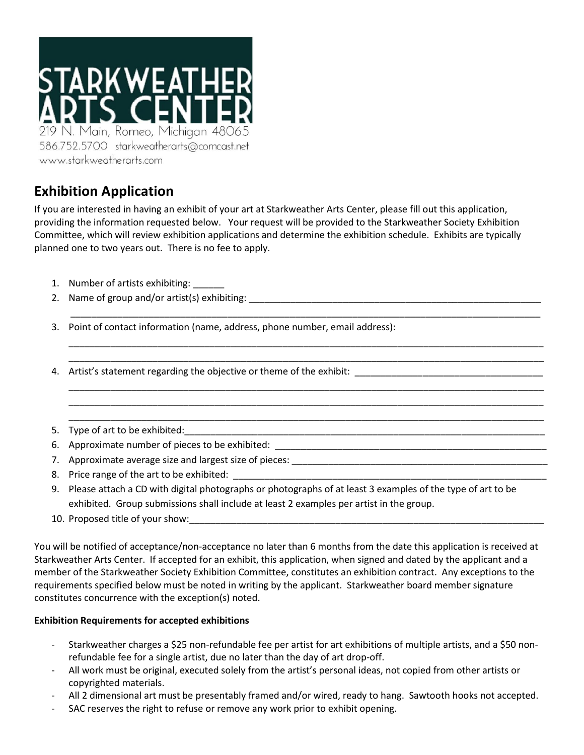STARKWEATHER ARTS CENTER

219 N. Main, Romeo, Michigan 48065
586.752.5700 starkweatherarts@comcast.net
www.starkweatherarts.com

## Exhibition Application

If you are interested in having an exhibit of your art at Starkweather Arts Center, please fill out this application, providing the information requested below. Your request will be provided to the Starkweather Society Exhibition Committee, which will review exhibition applications and determine the exhibition schedule. Exhibits are typically planned one to two years out. There is no fee to apply.

1. Number of artists exhibiting: ______
2. Name of group and/or artist(s) exhibiting: ____________________________________________________________
   ____________________________________________________________________________________________
3. Point of contact information (name, address, phone number, email address):
   ____________________________________________________________________________________________
   ____________________________________________________________________________________________
4. Artist's statement regarding the objective or theme of the exhibit: ______________________________________
   ____________________________________________________________________________________________
   ____________________________________________________________________________________________
   ____________________________________________________________________________________________
5. Type of art to be exhibited:____________________________________________________________________________
6. Approximate number of pieces to be exhibited: ________________________________________________________
7. Approximate average size and largest size of pieces: ____________________________________________________
8. Price range of the art to be exhibited: ______________________________________________________________
9. Please attach a CD with digital photographs or photographs of at least 3 examples of the type of art to be exhibited. Group submissions shall include at least 2 examples per artist in the group.
10. Proposed title of your show:___________________________________________________________________________

You will be notified of acceptance/non-acceptance no later than 6 months from the date this application is received at Starkweather Arts Center. If accepted for an exhibit, this application, when signed and dated by the applicant and a member of the Starkweather Society Exhibition Committee, constitutes an exhibition contract. Any exceptions to the requirements specified below must be noted in writing by the applicant. Starkweather board member signature constitutes concurrence with the exception(s) noted.

**Exhibition Requirements for accepted exhibitions**

- Starkweather charges a $25 non-refundable fee per artist for art exhibitions of multiple artists, and a $50 non-refundable fee for a single artist, due no later than the day of art drop-off.
- All work must be original, executed solely from the artist's personal ideas, not copied from other artists or copyrighted materials.
- All 2 dimensional art must be presentably framed and/or wired, ready to hang. Sawtooth hooks not accepted.
- SAC reserves the right to refuse or remove any work prior to exhibit opening.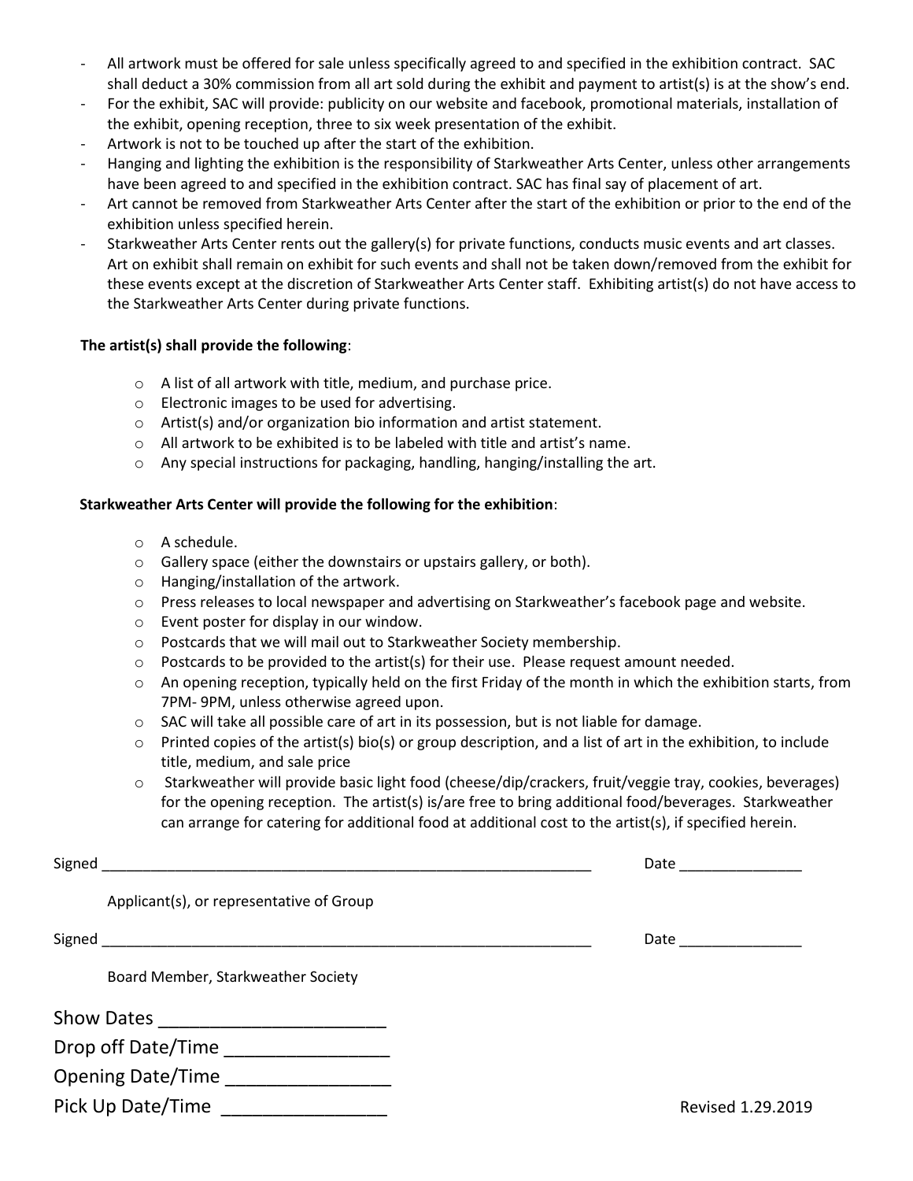- All artwork must be offered for sale unless specifically agreed to and specified in the exhibition contract. SAC shall deduct a 30% commission from all art sold during the exhibit and payment to artist(s) is at the show's end.
- For the exhibit, SAC will provide: publicity on our website and facebook, promotional materials, installation of the exhibit, opening reception, three to six week presentation of the exhibit.
- Artwork is not to be touched up after the start of the exhibition.
- Hanging and lighting the exhibition is the responsibility of Starkweather Arts Center, unless other arrangements have been agreed to and specified in the exhibition contract. SAC has final say of placement of art.
- Art cannot be removed from Starkweather Arts Center after the start of the exhibition or prior to the end of the exhibition unless specified herein.
- Starkweather Arts Center rents out the gallery(s) for private functions, conducts music events and art classes. Art on exhibit shall remain on exhibit for such events and shall not be taken down/removed from the exhibit for these events except at the discretion of Starkweather Arts Center staff. Exhibiting artist(s) do not have access to the Starkweather Arts Center during private functions.

**The artist(s) shall provide the following**:

- A list of all artwork with title, medium, and purchase price.
- Electronic images to be used for advertising.
- Artist(s) and/or organization bio information and artist statement.
- All artwork to be exhibited is to be labeled with title and artist's name.
- Any special instructions for packaging, handling, hanging/installing the art.

**Starkweather Arts Center will provide the following for the exhibition**:

- A schedule.
- Gallery space (either the downstairs or upstairs gallery, or both).
- Hanging/installation of the artwork.
- Press releases to local newspaper and advertising on Starkweather's facebook page and website.
- Event poster for display in our window.
- Postcards that we will mail out to Starkweather Society membership.
- Postcards to be provided to the artist(s) for their use. Please request amount needed.
- An opening reception, typically held on the first Friday of the month in which the exhibition starts, from 7PM- 9PM, unless otherwise agreed upon.
- SAC will take all possible care of art in its possession, but is not liable for damage.
- Printed copies of the artist(s) bio(s) or group description, and a list of art in the exhibition, to include title, medium, and sale price
- Starkweather will provide basic light food (cheese/dip/crackers, fruit/veggie tray, cookies, beverages) for the opening reception. The artist(s) is/are free to bring additional food/beverages. Starkweather can arrange for catering for additional food at additional cost to the artist(s), if specified herein.

Signed ______________________________________________ Date _______________

Applicant(s), or representative of Group

Signed ______________________________________________ Date _______________

Board Member, Starkweather Society

Show Dates ______________________

Drop off Date/Time ________________

Opening Date/Time ________________

Pick Up Date/Time ________________

Revised 1.29.2019